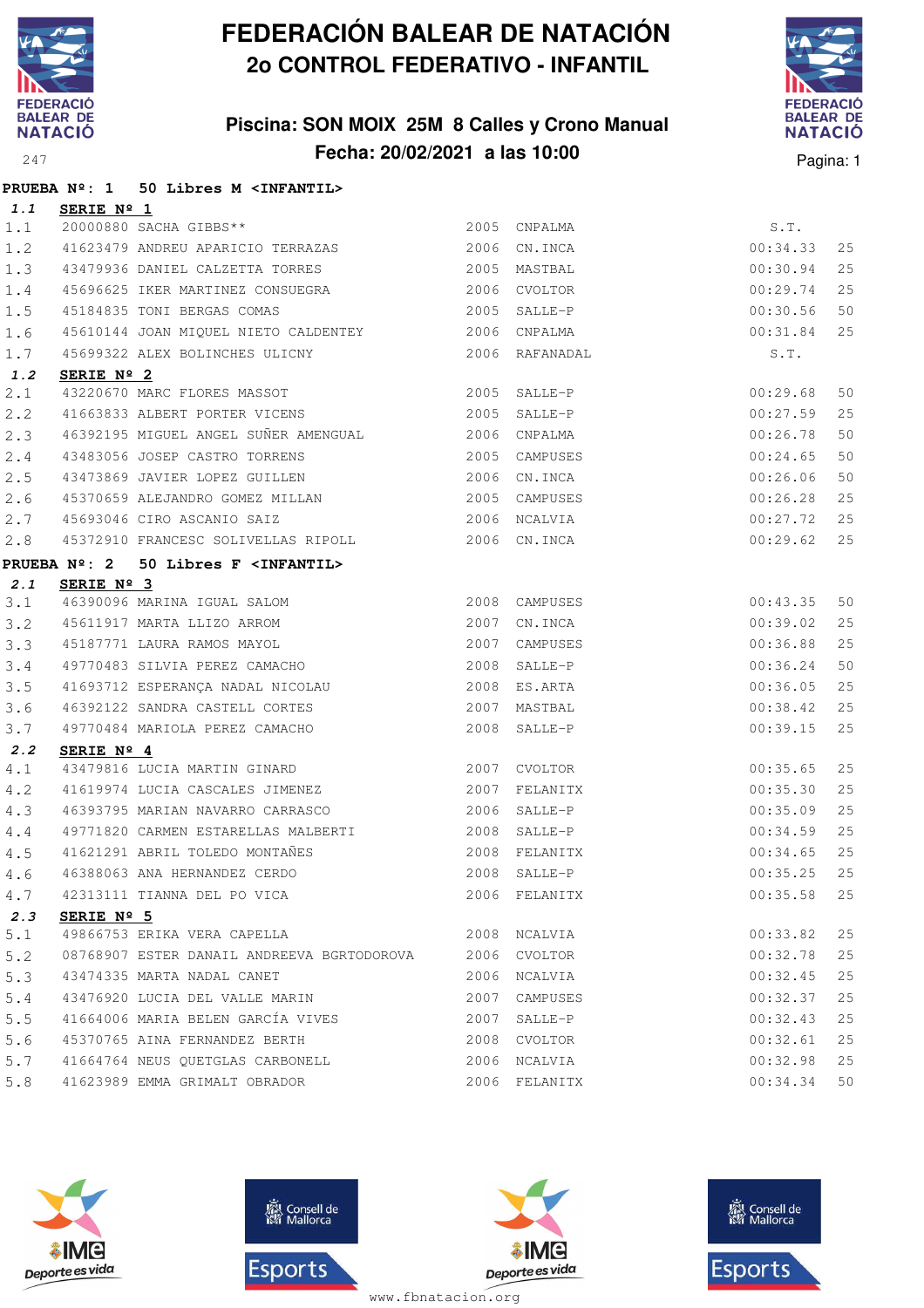# FEDERACIÓN BALEAR DE NATACIÓN

## 2o CONTROL FEDERATIVO - INFANTIL

### Piscina: SON MOIX 25M 8 Calles y Crono Manual

### Fecha: 20/02/2021 a las 10:00

247

**PRUEBA Nº: 1 50 Libres M <INFANTIL>**

***1.1*** **SERIE Nº 1**

| | | | | | | |
|---|---|---|---|---|---|---|
| 1.1 | 20000880 | SACHA GIBBS** | 2005 | CNPALMA | S.T. | |
| 1.2 | 41623479 | ANDREU APARICIO TERRAZAS | 2006 | CN.INCA | 00:34.33 | 25 |
| 1.3 | 43479936 | DANIEL CALZETTA TORRES | 2005 | MASTBAL | 00:30.94 | 25 |
| 1.4 | 45696625 | IKER MARTINEZ CONSUEGRA | 2006 | CVOLTOR | 00:29.74 | 25 |
| 1.5 | 45184835 | TONI BERGAS COMAS | 2005 | SALLE-P | 00:30.56 | 50 |
| 1.6 | 45610144 | JOAN MIQUEL NIETO CALDENTEY | 2006 | CNPALMA | 00:31.84 | 25 |
| 1.7 | 45699322 | ALEX BOLINCHES ULICNY | 2006 | RAFANADAL | S.T. | |

***1.2*** **SERIE Nº 2**

| | | | | | | |
|---|---|---|---|---|---|---|
| 2.1 | 43220670 | MARC FLORES MASSOT | 2005 | SALLE-P | 00:29.68 | 50 |
| 2.2 | 41663833 | ALBERT PORTER VICENS | 2005 | SALLE-P | 00:27.59 | 25 |
| 2.3 | 46392195 | MIGUEL ANGEL SUÑER AMENGUAL | 2006 | CNPALMA | 00:26.78 | 50 |
| 2.4 | 43483056 | JOSEP CASTRO TORRENS | 2005 | CAMPUSES | 00:24.65 | 50 |
| 2.5 | 43473869 | JAVIER LOPEZ GUILLEN | 2006 | CN.INCA | 00:26.06 | 50 |
| 2.6 | 45370659 | ALEJANDRO GOMEZ MILLAN | 2005 | CAMPUSES | 00:26.28 | 25 |
| 2.7 | 45693046 | CIRO ASCANIO SAIZ | 2006 | NCALVIA | 00:27.72 | 25 |
| 2.8 | 45372910 | FRANCESC SOLIVELLAS RIPOLL | 2006 | CN.INCA | 00:29.62 | 25 |

**PRUEBA Nº: 2 50 Libres F <INFANTIL>**

***2.1*** **SERIE Nº 3**

| | | | | | | |
|---|---|---|---|---|---|---|
| 3.1 | 46390096 | MARINA IGUAL SALOM | 2008 | CAMPUSES | 00:43.35 | 50 |
| 3.2 | 45611917 | MARTA LLIZO ARROM | 2007 | CN.INCA | 00:39.02 | 25 |
| 3.3 | 45187771 | LAURA RAMOS MAYOL | 2007 | CAMPUSES | 00:36.88 | 25 |
| 3.4 | 49770483 | SILVIA PEREZ CAMACHO | 2008 | SALLE-P | 00:36.24 | 50 |
| 3.5 | 41693712 | ESPERANÇA NADAL NICOLAU | 2008 | ES.ARTA | 00:36.05 | 25 |
| 3.6 | 46392122 | SANDRA CASTELL CORTES | 2007 | MASTBAL | 00:38.42 | 25 |
| 3.7 | 49770484 | MARIOLA PEREZ CAMACHO | 2008 | SALLE-P | 00:39.15 | 25 |

***2.2*** **SERIE Nº 4**

| | | | | | | |
|---|---|---|---|---|---|---|
| 4.1 | 43479816 | LUCIA MARTIN GINARD | 2007 | CVOLTOR | 00:35.65 | 25 |
| 4.2 | 41619974 | LUCIA CASCALES JIMENEZ | 2007 | FELANITX | 00:35.30 | 25 |
| 4.3 | 46393795 | MARIAN NAVARRO CARRASCO | 2006 | SALLE-P | 00:35.09 | 25 |
| 4.4 | 49771820 | CARMEN ESTARELLAS MALBERTI | 2008 | SALLE-P | 00:34.59 | 25 |
| 4.5 | 41621291 | ABRIL TOLEDO MONTAÑES | 2008 | FELANITX | 00:34.65 | 25 |
| 4.6 | 46388063 | ANA HERNANDEZ CERDO | 2008 | SALLE-P | 00:35.25 | 25 |
| 4.7 | 42313111 | TIANNA DEL PO VICA | 2006 | FELANITX | 00:35.58 | 25 |

***2.3*** **SERIE Nº 5**

| | | | | | | |
|---|---|---|---|---|---|---|
| 5.1 | 49866753 | ERIKA VERA CAPELLA | 2008 | NCALVIA | 00:33.82 | 25 |
| 5.2 | 08768907 | ESTER DANAIL ANDREEVA BGRTODOROVA | 2006 | CVOLTOR | 00:32.78 | 25 |
| 5.3 | 43474335 | MARTA NADAL CANET | 2006 | NCALVIA | 00:32.45 | 25 |
| 5.4 | 43476920 | LUCIA DEL VALLE MARIN | 2007 | CAMPUSES | 00:32.37 | 25 |
| 5.5 | 41664006 | MARIA BELEN GARCÍA VIVES | 2007 | SALLE-P | 00:32.43 | 25 |
| 5.6 | 45370765 | AINA FERNANDEZ BERTH | 2008 | CVOLTOR | 00:32.61 | 25 |
| 5.7 | 41664764 | NEUS QUETGLAS CARBONELL | 2006 | NCALVIA | 00:32.98 | 25 |
| 5.8 | 41623989 | EMMA GRIMALT OBRADOR | 2006 | FELANITX | 00:34.34 | 50 |

www.fbnatacion.org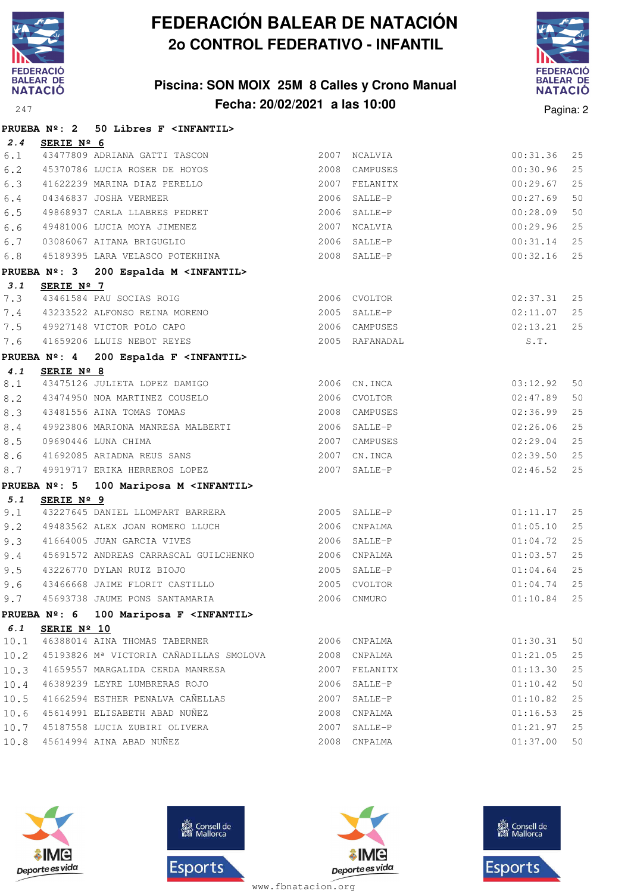# FEDERACIÓN BALEAR DE NATACIÓN
## 2o CONTROL FEDERATIVO - INFANTIL

### Piscina: SON MOIX 25M 8 Calles y Crono Manual
### Fecha: 20/02/2021 a las 10:00

**PRUEBA Nº: 2 50 Libres F <INFANTIL>**

**2.4 SERIE Nº 6**

| | | | | | | |
|---|---|---|---|---|---|---|
| 6.1 | 43477809 | ADRIANA GATTI TASCON | 2007 | NCALVIA | 00:31.36 | 25 |
| 6.2 | 45370786 | LUCIA ROSER DE HOYOS | 2008 | CAMPUSES | 00:30.96 | 25 |
| 6.3 | 41622239 | MARINA DIAZ PERELLO | 2007 | FELANITX | 00:29.67 | 25 |
| 6.4 | 04346837 | JOSHA VERMEER | 2006 | SALLE-P | 00:27.69 | 50 |
| 6.5 | 49868937 | CARLA LLABRES PEDRET | 2006 | SALLE-P | 00:28.09 | 50 |
| 6.6 | 49481006 | LUCIA MOYA JIMENEZ | 2007 | NCALVIA | 00:29.96 | 25 |
| 6.7 | 03086067 | AITANA BRIGUGLIO | 2006 | SALLE-P | 00:31.14 | 25 |
| 6.8 | 45189395 | LARA VELASCO POTEKHINA | 2008 | SALLE-P | 00:32.16 | 25 |

**PRUEBA Nº: 3 200 Espalda M <INFANTIL>**

**3.1 SERIE Nº 7**

| | | | | | | |
|---|---|---|---|---|---|---|
| 7.3 | 43461584 | PAU SOCIAS ROIG | 2006 | CVOLTOR | 02:37.31 | 25 |
| 7.4 | 43233522 | ALFONSO REINA MORENO | 2005 | SALLE-P | 02:11.07 | 25 |
| 7.5 | 49927148 | VICTOR POLO CAPO | 2006 | CAMPUSES | 02:13.21 | 25 |
| 7.6 | 41659206 | LLUIS NEBOT REYES | 2005 | RAFANADAL | S.T. | |

**PRUEBA Nº: 4 200 Espalda F <INFANTIL>**

**4.1 SERIE Nº 8**

| | | | | | | |
|---|---|---|---|---|---|---|
| 8.1 | 43475126 | JULIETA LOPEZ DAMIGO | 2006 | CN.INCA | 03:12.92 | 50 |
| 8.2 | 43474950 | NOA MARTINEZ COUSELO | 2006 | CVOLTOR | 02:47.89 | 50 |
| 8.3 | 43481556 | AINA TOMAS TOMAS | 2008 | CAMPUSES | 02:36.99 | 25 |
| 8.4 | 49923806 | MARIONA MANRESA MALBERTI | 2006 | SALLE-P | 02:26.06 | 25 |
| 8.5 | 09690446 | LUNA CHIMA | 2007 | CAMPUSES | 02:29.04 | 25 |
| 8.6 | 41692085 | ARIADNA REUS SANS | 2007 | CN.INCA | 02:39.50 | 25 |
| 8.7 | 49919717 | ERIKA HERREROS LOPEZ | 2007 | SALLE-P | 02:46.52 | 25 |

**PRUEBA Nº: 5 100 Mariposa M <INFANTIL>**

**5.1 SERIE Nº 9**

| | | | | | | |
|---|---|---|---|---|---|---|
| 9.1 | 43227645 | DANIEL LLOMPART BARRERA | 2005 | SALLE-P | 01:11.17 | 25 |
| 9.2 | 49483562 | ALEX JOAN ROMERO LLUCH | 2006 | CNPALMA | 01:05.10 | 25 |
| 9.3 | 41664005 | JUAN GARCIA VIVES | 2006 | SALLE-P | 01:04.72 | 25 |
| 9.4 | 45691572 | ANDREAS CARRASCAL GUILCHENKO | 2006 | CNPALMA | 01:03.57 | 25 |
| 9.5 | 43226770 | DYLAN RUIZ BIOJO | 2005 | SALLE-P | 01:04.64 | 25 |
| 9.6 | 43466668 | JAIME FLORIT CASTILLO | 2005 | CVOLTOR | 01:04.74 | 25 |
| 9.7 | 45693738 | JAUME PONS SANTAMARIA | 2006 | CNMURO | 01:10.84 | 25 |

**PRUEBA Nº: 6 100 Mariposa F <INFANTIL>**

**6.1 SERIE Nº 10**

| | | | | | | |
|---|---|---|---|---|---|---|
| 10.1 | 46388014 | AINA THOMAS TABERNER | 2006 | CNPALMA | 01:30.31 | 50 |
| 10.2 | 45193826 | Mª VICTORIA CAÑADILLAS SMOLOVA | 2008 | CNPALMA | 01:21.05 | 25 |
| 10.3 | 41659557 | MARGALIDA CERDA MANRESA | 2007 | FELANITX | 01:13.30 | 25 |
| 10.4 | 46389239 | LEYRE LUMBRERAS ROJO | 2006 | SALLE-P | 01:10.42 | 50 |
| 10.5 | 41662594 | ESTHER PENALVA CAÑELLAS | 2007 | SALLE-P | 01:10.82 | 25 |
| 10.6 | 45614991 | ELISABETH ABAD NUÑEZ | 2008 | CNPALMA | 01:16.53 | 25 |
| 10.7 | 45187558 | LUCIA ZUBIRI OLIVERA | 2007 | SALLE-P | 01:21.97 | 25 |
| 10.8 | 45614994 | AINA ABAD NUÑEZ | 2008 | CNPALMA | 01:37.00 | 50 |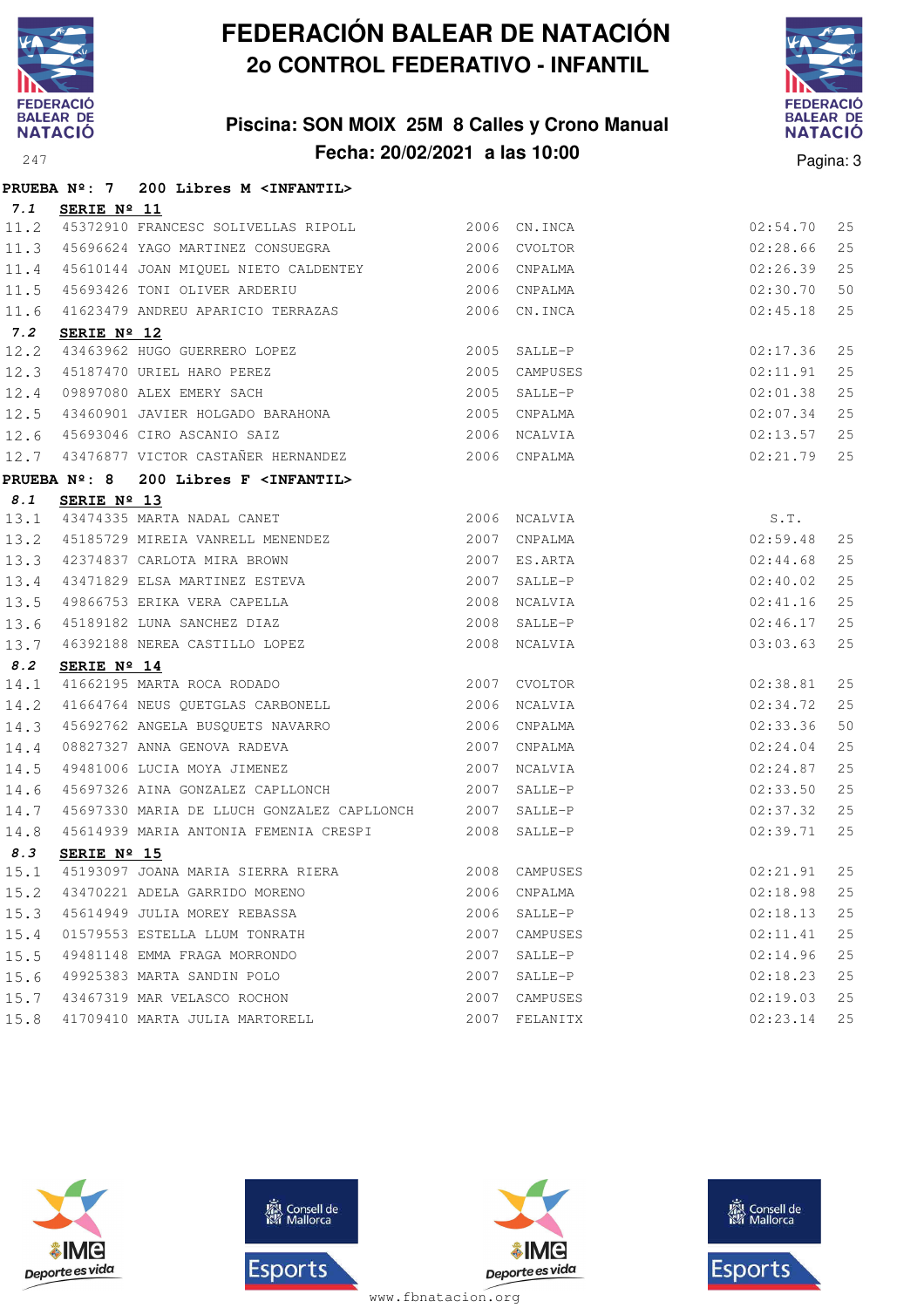# FEDERACIÓN BALEAR DE NATACIÓN
## 2o CONTROL FEDERATIVO - INFANTIL

### Piscina: SON MOIX 25M 8 Calles y Crono Manual
### Fecha: 20/02/2021 a las 10:00

**PRUEBA Nº: 7 200 Libres M <INFANTIL>**

**7.1 SERIE Nº 11**

| | | | | | | |
|---|---|---|---|---|---|---|
| 11.2 | 45372910 | FRANCESC SOLIVELLAS RIPOLL | 2006 | CN.INCA | 02:54.70 | 25 |
| 11.3 | 45696624 | YAGO MARTINEZ CONSUEGRA | 2006 | CVOLTOR | 02:28.66 | 25 |
| 11.4 | 45610144 | JOAN MIQUEL NIETO CALDENTEY | 2006 | CNPALMA | 02:26.39 | 25 |
| 11.5 | 45693426 | TONI OLIVER ARDERIU | 2006 | CNPALMA | 02:30.70 | 50 |
| 11.6 | 41623479 | ANDREU APARICIO TERRAZAS | 2006 | CN.INCA | 02:45.18 | 25 |

**7.2 SERIE Nº 12**

| | | | | | | |
|---|---|---|---|---|---|---|
| 12.2 | 43463962 | HUGO GUERRERO LOPEZ | 2005 | SALLE-P | 02:17.36 | 25 |
| 12.3 | 45187470 | URIEL HARO PEREZ | 2005 | CAMPUSES | 02:11.91 | 25 |
| 12.4 | 09897080 | ALEX EMERY SACH | 2005 | SALLE-P | 02:01.38 | 25 |
| 12.5 | 43460901 | JAVIER HOLGADO BARAHONA | 2005 | CNPALMA | 02:07.34 | 25 |
| 12.6 | 45693046 | CIRO ASCANIO SAIZ | 2006 | NCALVIA | 02:13.57 | 25 |
| 12.7 | 43476877 | VICTOR CASTAÑER HERNANDEZ | 2006 | CNPALMA | 02:21.79 | 25 |

**PRUEBA Nº: 8 200 Libres F <INFANTIL>**

**8.1 SERIE Nº 13**

| | | | | | | |
|---|---|---|---|---|---|---|
| 13.1 | 43474335 | MARTA NADAL CANET | 2006 | NCALVIA | S.T. | |
| 13.2 | 45185729 | MIREIA VANRELL MENENDEZ | 2007 | CNPALMA | 02:59.48 | 25 |
| 13.3 | 42374837 | CARLOTA MIRA BROWN | 2007 | ES.ARTA | 02:44.68 | 25 |
| 13.4 | 43471829 | ELSA MARTINEZ ESTEVA | 2007 | SALLE-P | 02:40.02 | 25 |
| 13.5 | 49866753 | ERIKA VERA CAPELLA | 2008 | NCALVIA | 02:41.16 | 25 |
| 13.6 | 45189182 | LUNA SANCHEZ DIAZ | 2008 | SALLE-P | 02:46.17 | 25 |
| 13.7 | 46392188 | NEREA CASTILLO LOPEZ | 2008 | NCALVIA | 03:03.63 | 25 |

**8.2 SERIE Nº 14**

| | | | | | | |
|---|---|---|---|---|---|---|
| 14.1 | 41662195 | MARTA ROCA RODADO | 2007 | CVOLTOR | 02:38.81 | 25 |
| 14.2 | 41664764 | NEUS QUETGLAS CARBONELL | 2006 | NCALVIA | 02:34.72 | 25 |
| 14.3 | 45692762 | ANGELA BUSQUETS NAVARRO | 2006 | CNPALMA | 02:33.36 | 50 |
| 14.4 | 08827327 | ANNA GENOVA RADEVA | 2007 | CNPALMA | 02:24.04 | 25 |
| 14.5 | 49481006 | LUCIA MOYA JIMENEZ | 2007 | NCALVIA | 02:24.87 | 25 |
| 14.6 | 45697326 | AINA GONZALEZ CAPLLONCH | 2007 | SALLE-P | 02:33.50 | 25 |
| 14.7 | 45697330 | MARIA DE LLUCH GONZALEZ CAPLLONCH | 2007 | SALLE-P | 02:37.32 | 25 |
| 14.8 | 45614939 | MARIA ANTONIA FEMENIA CRESPI | 2008 | SALLE-P | 02:39.71 | 25 |

**8.3 SERIE Nº 15**

| | | | | | | |
|---|---|---|---|---|---|---|
| 15.1 | 45193097 | JOANA MARIA SIERRA RIERA | 2008 | CAMPUSES | 02:21.91 | 25 |
| 15.2 | 43470221 | ADELA GARRIDO MORENO | 2006 | CNPALMA | 02:18.98 | 25 |
| 15.3 | 45614949 | JULIA MOREY REBASSA | 2006 | SALLE-P | 02:18.13 | 25 |
| 15.4 | 01579553 | ESTELLA LLUM TONRATH | 2007 | CAMPUSES | 02:11.41 | 25 |
| 15.5 | 49481148 | EMMA FRAGA MORRONDO | 2007 | SALLE-P | 02:14.96 | 25 |
| 15.6 | 49925383 | MARTA SANDIN POLO | 2007 | SALLE-P | 02:18.23 | 25 |
| 15.7 | 43467319 | MAR VELASCO ROCHON | 2007 | CAMPUSES | 02:19.03 | 25 |
| 15.8 | 41709410 | MARTA JULIA MARTORELL | 2007 | FELANITX | 02:23.14 | 25 |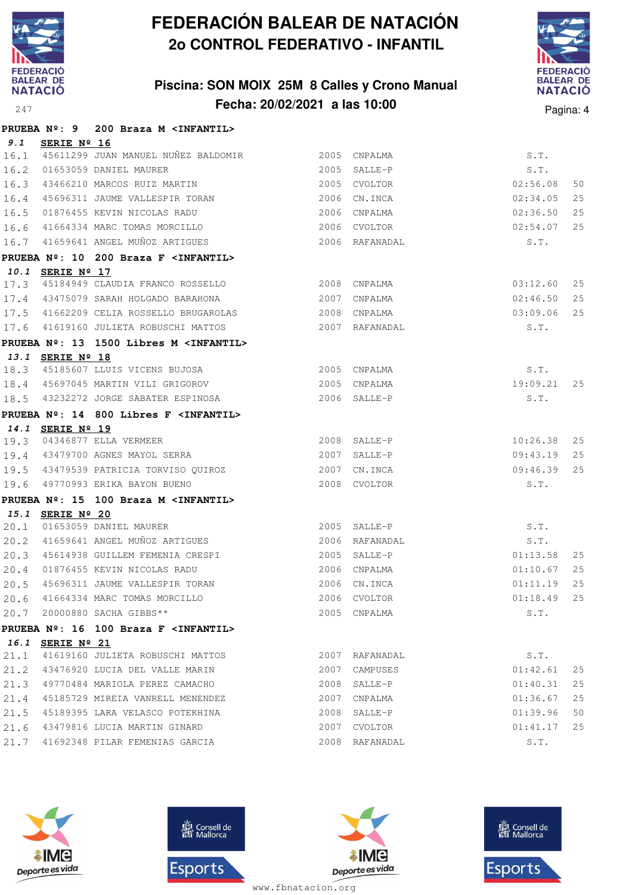# FEDERACIÓN BALEAR DE NATACIÓN

## 2o CONTROL FEDERATIVO - INFANTIL

### Piscina: SON MOIX 25M 8 Calles y Crono Manual

### Fecha: 20/02/2021 a las 10:00

**PRUEBA Nº: 9 200 Braza M <INFANTIL>**

***9.1*** **SERIE Nº 16**

| | | | | | | |
|---|---|---|---|---|---|---|
| 16.1 | 45611299 | JUAN MANUEL NUÑEZ BALDOMIR | 2005 | CNPALMA | S.T. | |
| 16.2 | 01653059 | DANIEL MAURER | 2005 | SALLE-P | S.T. | |
| 16.3 | 43466210 | MARCOS RUIZ MARTIN | 2005 | CVOLTOR | 02:56.08 | 50 |
| 16.4 | 45696311 | JAUME VALLESPIR TORAN | 2006 | CN.INCA | 02:34.05 | 25 |
| 16.5 | 01876455 | KEVIN NICOLAS RADU | 2006 | CNPALMA | 02:36.50 | 25 |
| 16.6 | 41664334 | MARC TOMAS MORCILLO | 2006 | CVOLTOR | 02:54.07 | 25 |
| 16.7 | 41659641 | ANGEL MUÑOZ ARTIGUES | 2006 | RAFANADAL | S.T. | |

**PRUEBA Nº: 10 200 Braza F <INFANTIL>**

***10.1*** **SERIE Nº 17**

| | | | | | | |
|---|---|---|---|---|---|---|
| 17.3 | 45184949 | CLAUDIA FRANCO ROSSELLO | 2008 | CNPALMA | 03:12.60 | 25 |
| 17.4 | 43475079 | SARAH HOLGADO BARAHONA | 2007 | CNPALMA | 02:46.50 | 25 |
| 17.5 | 41662209 | CELIA ROSSELLO BRUGAROLAS | 2008 | CNPALMA | 03:09.06 | 25 |
| 17.6 | 41619160 | JULIETA ROBUSCHI MATTOS | 2007 | RAFANADAL | S.T. | |

**PRUEBA Nº: 13 1500 Libres M <INFANTIL>**

***13.1*** **SERIE Nº 18**

| | | | | | | |
|---|---|---|---|---|---|---|
| 18.3 | 45185607 | LLUIS VICENS BUJOSA | 2005 | CNPALMA | S.T. | |
| 18.4 | 45697045 | MARTIN VILI GRIGOROV | 2005 | CNPALMA | 19:09.21 | 25 |
| 18.5 | 43232272 | JORGE SABATER ESPINOSA | 2006 | SALLE-P | S.T. | |

**PRUEBA Nº: 14 800 Libres F <INFANTIL>**

***14.1*** **SERIE Nº 19**

| | | | | | | |
|---|---|---|---|---|---|---|
| 19.3 | 04346877 | ELLA VERMEER | 2008 | SALLE-P | 10:26.38 | 25 |
| 19.4 | 43479700 | AGNES MAYOL SERRA | 2007 | SALLE-P | 09:43.19 | 25 |
| 19.5 | 43479539 | PATRICIA TORVISO QUIROZ | 2007 | CN.INCA | 09:46.39 | 25 |
| 19.6 | 49770993 | ERIKA BAYON BUENO | 2008 | CVOLTOR | S.T. | |

**PRUEBA Nº: 15 100 Braza M <INFANTIL>**

***15.1*** **SERIE Nº 20**

| | | | | | | |
|---|---|---|---|---|---|---|
| 20.1 | 01653059 | DANIEL MAURER | 2005 | SALLE-P | S.T. | |
| 20.2 | 41659641 | ANGEL MUÑOZ ARTIGUES | 2006 | RAFANADAL | S.T. | |
| 20.3 | 45614938 | GUILLEM FEMENIA CRESPI | 2005 | SALLE-P | 01:13.58 | 25 |
| 20.4 | 01876455 | KEVIN NICOLAS RADU | 2006 | CNPALMA | 01:10.67 | 25 |
| 20.5 | 45696311 | JAUME VALLESPIR TORAN | 2006 | CN.INCA | 01:11.19 | 25 |
| 20.6 | 41664334 | MARC TOMAS MORCILLO | 2006 | CVOLTOR | 01:18.49 | 25 |
| 20.7 | 20000880 | SACHA GIBBS** | 2005 | CNPALMA | S.T. | |

**PRUEBA Nº: 16 100 Braza F <INFANTIL>**

***16.1*** **SERIE Nº 21**

| | | | | | | |
|---|---|---|---|---|---|---|
| 21.1 | 41619160 | JULIETA ROBUSCHI MATTOS | 2007 | RAFANADAL | S.T. | |
| 21.2 | 43476920 | LUCIA DEL VALLE MARIN | 2007 | CAMPUSES | 01:42.61 | 25 |
| 21.3 | 49770484 | MARIOLA PEREZ CAMACHO | 2008 | SALLE-P | 01:40.31 | 25 |
| 21.4 | 45185729 | MIREIA VANRELL MENENDEZ | 2007 | CNPALMA | 01:36.67 | 25 |
| 21.5 | 45189395 | LARA VELASCO POTEKHINA | 2008 | SALLE-P | 01:39.96 | 50 |
| 21.6 | 43479816 | LUCIA MARTIN GINARD | 2007 | CVOLTOR | 01:41.17 | 25 |
| 21.7 | 41692348 | PILAR FEMENIAS GARCIA | 2008 | RAFANADAL | S.T. | |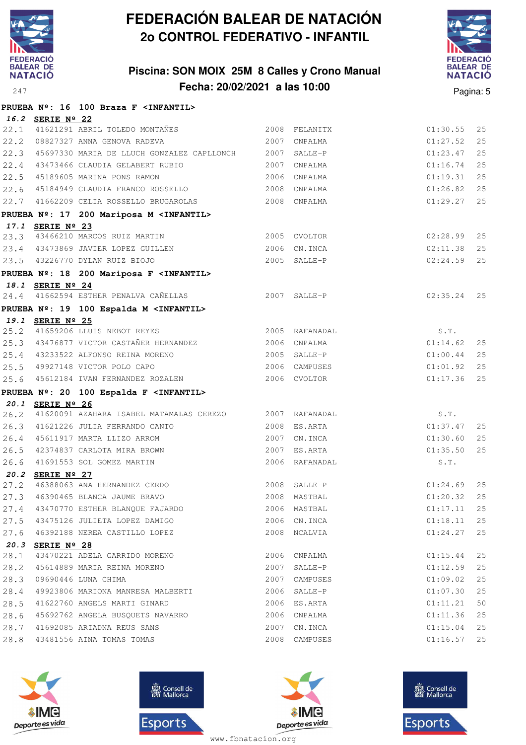# FEDERACIÓN BALEAR DE NATACIÓN
## 2o CONTROL FEDERATIVO - INFANTIL

### Piscina: SON MOIX 25M 8 Calles y Crono Manual
### Fecha: 20/02/2021 a las 10:00

**PRUEBA Nº: 16 100 Braza F <INFANTIL>**

***16.2* SERIE Nº 22**

| | | | | | | |
|---|---|---|---|---|---|---|
| 22.1 | 41621291 | ABRIL TOLEDO MONTAÑES | 2008 | FELANITX | 01:30.55 | 25 |
| 22.2 | 08827327 | ANNA GENOVA RADEVA | 2007 | CNPALMA | 01:27.52 | 25 |
| 22.3 | 45697330 | MARIA DE LLUCH GONZALEZ CAPLLONCH | 2007 | SALLE-P | 01:23.47 | 25 |
| 22.4 | 43473466 | CLAUDIA GELABERT RUBIO | 2007 | CNPALMA | 01:16.74 | 25 |
| 22.5 | 45189605 | MARINA PONS RAMON | 2006 | CNPALMA | 01:19.31 | 25 |
| 22.6 | 45184949 | CLAUDIA FRANCO ROSSELLO | 2008 | CNPALMA | 01:26.82 | 25 |
| 22.7 | 41662209 | CELIA ROSSELLO BRUGAROLAS | 2008 | CNPALMA | 01:29.27 | 25 |

**PRUEBA Nº: 17 200 Mariposa M <INFANTIL>**

***17.1* SERIE Nº 23**

| | | | | | | |
|---|---|---|---|---|---|---|
| 23.3 | 43466210 | MARCOS RUIZ MARTIN | 2005 | CVOLTOR | 02:28.99 | 25 |
| 23.4 | 43473869 | JAVIER LOPEZ GUILLEN | 2006 | CN.INCA | 02:11.38 | 25 |
| 23.5 | 43226770 | DYLAN RUIZ BIOJO | 2005 | SALLE-P | 02:24.59 | 25 |

**PRUEBA Nº: 18 200 Mariposa F <INFANTIL>**

***18.1* SERIE Nº 24**

| | | | | | | |
|---|---|---|---|---|---|---|
| 24.4 | 41662594 | ESTHER PENALVA CAÑELLAS | 2007 | SALLE-P | 02:35.24 | 25 |

**PRUEBA Nº: 19 100 Espalda M <INFANTIL>**

***19.1* SERIE Nº 25**

| | | | | | | |
|---|---|---|---|---|---|---|
| 25.2 | 41659206 | LLUIS NEBOT REYES | 2005 | RAFANADAL | S.T. | |
| 25.3 | 43476877 | VICTOR CASTAÑER HERNANDEZ | 2006 | CNPALMA | 01:14.62 | 25 |
| 25.4 | 43233522 | ALFONSO REINA MORENO | 2005 | SALLE-P | 01:00.44 | 25 |
| 25.5 | 49927148 | VICTOR POLO CAPO | 2006 | CAMPUSES | 01:01.92 | 25 |
| 25.6 | 45612184 | IVAN FERNANDEZ ROZALEN | 2006 | CVOLTOR | 01:17.36 | 25 |

**PRUEBA Nº: 20 100 Espalda F <INFANTIL>**

***20.1* SERIE Nº 26**

| | | | | | | |
|---|---|---|---|---|---|---|
| 26.2 | 41620091 | AZAHARA ISABEL MATAMALAS CEREZO | 2007 | RAFANADAL | S.T. | |
| 26.3 | 41621226 | JULIA FERRANDO CANTO | 2008 | ES.ARTA | 01:37.47 | 25 |
| 26.4 | 45611917 | MARTA LLIZO ARROM | 2007 | CN.INCA | 01:30.60 | 25 |
| 26.5 | 42374837 | CARLOTA MIRA BROWN | 2007 | ES.ARTA | 01:35.50 | 25 |
| 26.6 | 41691553 | SOL GOMEZ MARTIN | 2006 | RAFANADAL | S.T. | |

***20.2* SERIE Nº 27**

| | | | | | | |
|---|---|---|---|---|---|---|
| 27.2 | 46388063 | ANA HERNANDEZ CERDO | 2008 | SALLE-P | 01:24.69 | 25 |
| 27.3 | 46390465 | BLANCA JAUME BRAVO | 2008 | MASTBAL | 01:20.32 | 25 |
| 27.4 | 43470770 | ESTHER BLANQUE FAJARDO | 2006 | MASTBAL | 01:17.11 | 25 |
| 27.5 | 43475126 | JULIETA LOPEZ DAMIGO | 2006 | CN.INCA | 01:18.11 | 25 |
| 27.6 | 46392188 | NEREA CASTILLO LOPEZ | 2008 | NCALVIA | 01:24.27 | 25 |

***20.3* SERIE Nº 28**

| | | | | | | |
|---|---|---|---|---|---|---|
| 28.1 | 43470221 | ADELA GARRIDO MORENO | 2006 | CNPALMA | 01:15.44 | 25 |
| 28.2 | 45614889 | MARIA REINA MORENO | 2007 | SALLE-P | 01:12.59 | 25 |
| 28.3 | 09690446 | LUNA CHIMA | 2007 | CAMPUSES | 01:09.02 | 25 |
| 28.4 | 49923806 | MARIONA MANRESA MALBERTI | 2006 | SALLE-P | 01:07.30 | 25 |
| 28.5 | 41622760 | ANGELS MARTI GINARD | 2006 | ES.ARTA | 01:11.21 | 50 |
| 28.6 | 45692762 | ANGELA BUSQUETS NAVARRO | 2006 | CNPALMA | 01:11.36 | 25 |
| 28.7 | 41692085 | ARIADNA REUS SANS | 2007 | CN.INCA | 01:15.04 | 25 |
| 28.8 | 43481556 | AINA TOMAS TOMAS | 2008 | CAMPUSES | 01:16.57 | 25 |

www.fbnatacion.org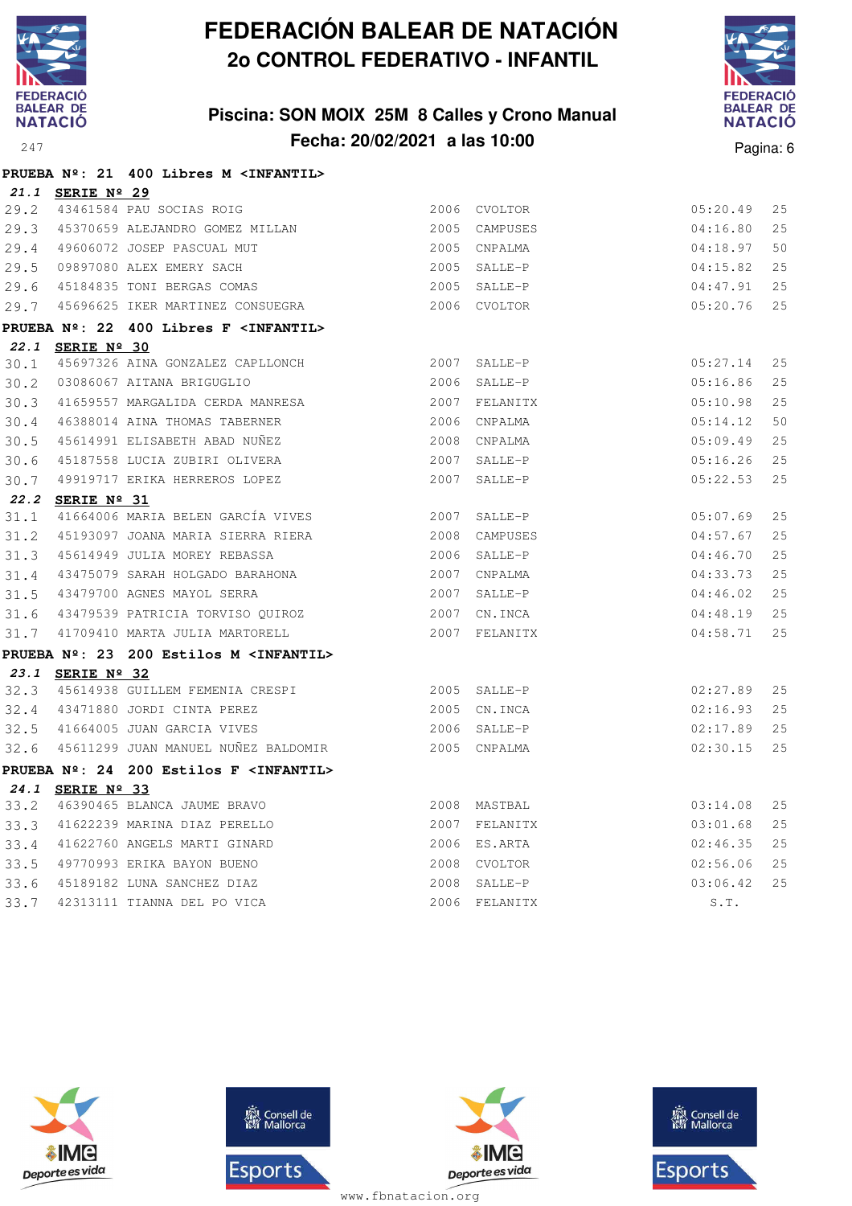# FEDERACIÓN BALEAR DE NATACIÓN
## 2o CONTROL FEDERATIVO - INFANTIL

### Piscina: SON MOIX 25M 8 Calles y Crono Manual
### Fecha: 20/02/2021 a las 10:00

**PRUEBA Nº: 21 400 Libres M <INFANTIL>**

**21.1 SERIE Nº 29**

| | | | | | | |
|---|---|---|---|---|---|---|
| 29.2 | 43461584 | PAU SOCIAS ROIG | 2006 | CVOLTOR | 05:20.49 | 25 |
| 29.3 | 45370659 | ALEJANDRO GOMEZ MILLAN | 2005 | CAMPUSES | 04:16.80 | 25 |
| 29.4 | 49606072 | JOSEP PASCUAL MUT | 2005 | CNPALMA | 04:18.97 | 50 |
| 29.5 | 09897080 | ALEX EMERY SACH | 2005 | SALLE-P | 04:15.82 | 25 |
| 29.6 | 45184835 | TONI BERGAS COMAS | 2005 | SALLE-P | 04:47.91 | 25 |
| 29.7 | 45696625 | IKER MARTINEZ CONSUEGRA | 2006 | CVOLTOR | 05:20.76 | 25 |

**PRUEBA Nº: 22 400 Libres F <INFANTIL>**

**22.1 SERIE Nº 30**

| | | | | | | |
|---|---|---|---|---|---|---|
| 30.1 | 45697326 | AINA GONZALEZ CAPLLONCH | 2007 | SALLE-P | 05:27.14 | 25 |
| 30.2 | 03086067 | AITANA BRIGUGLIO | 2006 | SALLE-P | 05:16.86 | 25 |
| 30.3 | 41659557 | MARGALIDA CERDA MANRESA | 2007 | FELANITX | 05:10.98 | 25 |
| 30.4 | 46388014 | AINA THOMAS TABERNER | 2006 | CNPALMA | 05:14.12 | 50 |
| 30.5 | 45614991 | ELISABETH ABAD NUÑEZ | 2008 | CNPALMA | 05:09.49 | 25 |
| 30.6 | 45187558 | LUCIA ZUBIRI OLIVERA | 2007 | SALLE-P | 05:16.26 | 25 |
| 30.7 | 49919717 | ERIKA HERREROS LOPEZ | 2007 | SALLE-P | 05:22.53 | 25 |

**22.2 SERIE Nº 31**

| | | | | | | |
|---|---|---|---|---|---|---|
| 31.1 | 41664006 | MARIA BELEN GARCÍA VIVES | 2007 | SALLE-P | 05:07.69 | 25 |
| 31.2 | 45193097 | JOANA MARIA SIERRA RIERA | 2008 | CAMPUSES | 04:57.67 | 25 |
| 31.3 | 45614949 | JULIA MOREY REBASSA | 2006 | SALLE-P | 04:46.70 | 25 |
| 31.4 | 43475079 | SARAH HOLGADO BARAHONA | 2007 | CNPALMA | 04:33.73 | 25 |
| 31.5 | 43479700 | AGNES MAYOL SERRA | 2007 | SALLE-P | 04:46.02 | 25 |
| 31.6 | 43479539 | PATRICIA TORVISO QUIROZ | 2007 | CN.INCA | 04:48.19 | 25 |
| 31.7 | 41709410 | MARTA JULIA MARTORELL | 2007 | FELANITX | 04:58.71 | 25 |

**PRUEBA Nº: 23 200 Estilos M <INFANTIL>**

**23.1 SERIE Nº 32**

| | | | | | | |
|---|---|---|---|---|---|---|
| 32.3 | 45614938 | GUILLEM FEMENIA CRESPI | 2005 | SALLE-P | 02:27.89 | 25 |
| 32.4 | 43471880 | JORDI CINTA PEREZ | 2005 | CN.INCA | 02:16.93 | 25 |
| 32.5 | 41664005 | JUAN GARCIA VIVES | 2006 | SALLE-P | 02:17.89 | 25 |
| 32.6 | 45611299 | JUAN MANUEL NUÑEZ BALDOMIR | 2005 | CNPALMA | 02:30.15 | 25 |

**PRUEBA Nº: 24 200 Estilos F <INFANTIL>**

**24.1 SERIE Nº 33**

| | | | | | | |
|---|---|---|---|---|---|---|
| 33.2 | 46390465 | BLANCA JAUME BRAVO | 2008 | MASTBAL | 03:14.08 | 25 |
| 33.3 | 41622239 | MARINA DIAZ PERELLO | 2007 | FELANITX | 03:01.68 | 25 |
| 33.4 | 41622760 | ANGELS MARTI GINARD | 2006 | ES.ARTA | 02:46.35 | 25 |
| 33.5 | 49770993 | ERIKA BAYON BUENO | 2008 | CVOLTOR | 02:56.06 | 25 |
| 33.6 | 45189182 | LUNA SANCHEZ DIAZ | 2008 | SALLE-P | 03:06.42 | 25 |
| 33.7 | 42313111 | TIANNA DEL PO VICA | 2006 | FELANITX | S.T. | |

www.fbnatacion.org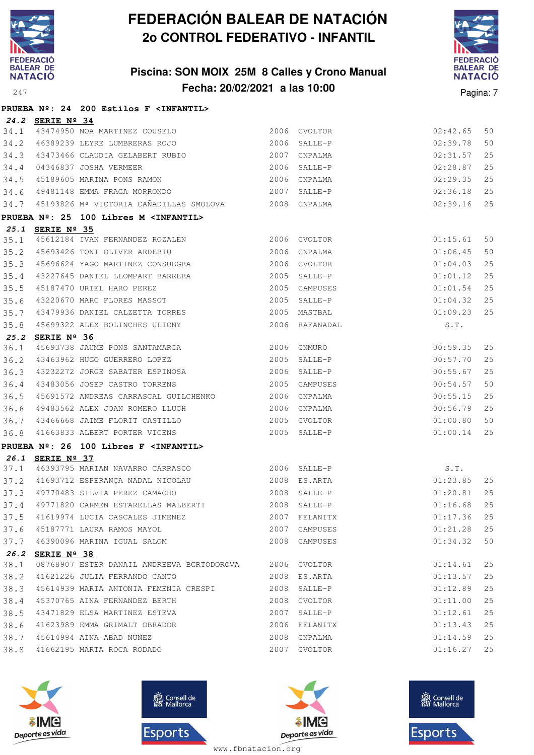# FEDERACIÓN BALEAR DE NATACIÓN

## 2o CONTROL FEDERATIVO - INFANTIL

### Piscina: SON MOIX 25M 8 Calles y Crono Manual

### Fecha: 20/02/2021 a las 10:00

**PRUEBA Nº: 24 200 Estilos F <INFANTIL>**

***24.2* SERIE Nº 34**

| | | | | | | |
|---|---|---|---|---|---|---|
| 34.1 | 43474950 | NOA MARTINEZ COUSELO | 2006 | CVOLTOR | 02:42.65 | 50 |
| 34.2 | 46389239 | LEYRE LUMBRERAS ROJO | 2006 | SALLE-P | 02:39.78 | 50 |
| 34.3 | 43473466 | CLAUDIA GELABERT RUBIO | 2007 | CNPALMA | 02:31.57 | 25 |
| 34.4 | 04346837 | JOSHA VERMEER | 2006 | SALLE-P | 02:28.87 | 25 |
| 34.5 | 45189605 | MARINA PONS RAMON | 2006 | CNPALMA | 02:29.35 | 25 |
| 34.6 | 49481148 | EMMA FRAGA MORRONDO | 2007 | SALLE-P | 02:36.18 | 25 |
| 34.7 | 45193826 | Mª VICTORIA CAÑADILLAS SMOLOVA | 2008 | CNPALMA | 02:39.16 | 25 |

**PRUEBA Nº: 25 100 Libres M <INFANTIL>**

***25.1* SERIE Nº 35**

| | | | | | | |
|---|---|---|---|---|---|---|
| 35.1 | 45612184 | IVAN FERNANDEZ ROZALEN | 2006 | CVOLTOR | 01:15.61 | 50 |
| 35.2 | 45693426 | TONI OLIVER ARDERIU | 2006 | CNPALMA | 01:06.45 | 50 |
| 35.3 | 45696624 | YAGO MARTINEZ CONSUEGRA | 2006 | CVOLTOR | 01:04.03 | 25 |
| 35.4 | 43227645 | DANIEL LLOMPART BARRERA | 2005 | SALLE-P | 01:01.12 | 25 |
| 35.5 | 45187470 | URIEL HARO PEREZ | 2005 | CAMPUSES | 01:01.54 | 25 |
| 35.6 | 43220670 | MARC FLORES MASSOT | 2005 | SALLE-P | 01:04.32 | 25 |
| 35.7 | 43479936 | DANIEL CALZETTA TORRES | 2005 | MASTBAL | 01:09.23 | 25 |
| 35.8 | 45699322 | ALEX BOLINCHES ULICNY | 2006 | RAFANADAL | S.T. | |

***25.2* SERIE Nº 36**

| | | | | | | |
|---|---|---|---|---|---|---|
| 36.1 | 45693738 | JAUME PONS SANTAMARIA | 2006 | CNMURO | 00:59.35 | 25 |
| 36.2 | 43463962 | HUGO GUERRERO LOPEZ | 2005 | SALLE-P | 00:57.70 | 25 |
| 36.3 | 43232272 | JORGE SABATER ESPINOSA | 2006 | SALLE-P | 00:55.67 | 25 |
| 36.4 | 43483056 | JOSEP CASTRO TORRENS | 2005 | CAMPUSES | 00:54.57 | 50 |
| 36.5 | 45691572 | ANDREAS CARRASCAL GUILCHENKO | 2006 | CNPALMA | 00:55.15 | 25 |
| 36.6 | 49483562 | ALEX JOAN ROMERO LLUCH | 2006 | CNPALMA | 00:56.79 | 25 |
| 36.7 | 43466668 | JAIME FLORIT CASTILLO | 2005 | CVOLTOR | 01:00.80 | 50 |
| 36.8 | 41663833 | ALBERT PORTER VICENS | 2005 | SALLE-P | 01:00.14 | 25 |

**PRUEBA Nº: 26 100 Libres F <INFANTIL>**

***26.1* SERIE Nº 37**

| | | | | | | |
|---|---|---|---|---|---|---|
| 37.1 | 46393795 | MARIAN NAVARRO CARRASCO | 2006 | SALLE-P | S.T. | |
| 37.2 | 41693712 | ESPERANÇA NADAL NICOLAU | 2008 | ES.ARTA | 01:23.85 | 25 |
| 37.3 | 49770483 | SILVIA PEREZ CAMACHO | 2008 | SALLE-P | 01:20.81 | 25 |
| 37.4 | 49771820 | CARMEN ESTARELLAS MALBERTI | 2008 | SALLE-P | 01:16.68 | 25 |
| 37.5 | 41619974 | LUCIA CASCALES JIMENEZ | 2007 | FELANITX | 01:17.36 | 25 |
| 37.6 | 45187771 | LAURA RAMOS MAYOL | 2007 | CAMPUSES | 01:21.28 | 25 |
| 37.7 | 46390096 | MARINA IGUAL SALOM | 2008 | CAMPUSES | 01:34.32 | 50 |

***26.2* SERIE Nº 38**

| | | | | | | |
|---|---|---|---|---|---|---|
| 38.1 | 08768907 | ESTER DANAIL ANDREEVA BGRTODOROVA | 2006 | CVOLTOR | 01:14.61 | 25 |
| 38.2 | 41621226 | JULIA FERRANDO CANTO | 2008 | ES.ARTA | 01:13.57 | 25 |
| 38.3 | 45614939 | MARIA ANTONIA FEMENIA CRESPI | 2008 | SALLE-P | 01:12.89 | 25 |
| 38.4 | 45370765 | AINA FERNANDEZ BERTH | 2008 | CVOLTOR | 01:11.00 | 25 |
| 38.5 | 43471829 | ELSA MARTINEZ ESTEVA | 2007 | SALLE-P | 01:12.61 | 25 |
| 38.6 | 41623989 | EMMA GRIMALT OBRADOR | 2006 | FELANITX | 01:13.43 | 25 |
| 38.7 | 45614994 | AINA ABAD NUÑEZ | 2008 | CNPALMA | 01:14.59 | 25 |
| 38.8 | 41662195 | MARTA ROCA RODADO | 2007 | CVOLTOR | 01:16.27 | 25 |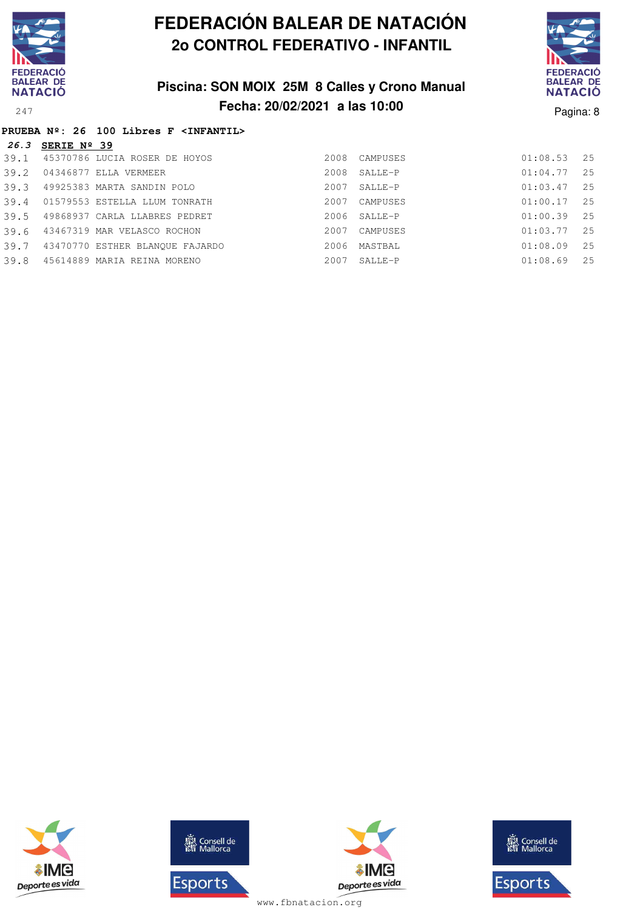# FEDERACIÓN BALEAR DE NATACIÓN

## 2o CONTROL FEDERATIVO - INFANTIL

### Piscina: SON MOIX 25M 8 Calles y Crono Manual
### Fecha: 20/02/2021 a las 10:00

247

**PRUEBA Nº: 26 100 Libres F <INFANTIL>**

***26.3*** **SERIE Nº 39**

| | | | | | | |
|---|---|---|---|---|---|---|
| 39.1 | 45370786 | LUCIA ROSER DE HOYOS | 2008 | CAMPUSES | 01:08.53 | 25 |
| 39.2 | 04346877 | ELLA VERMEER | 2008 | SALLE-P | 01:04.77 | 25 |
| 39.3 | 49925383 | MARTA SANDIN POLO | 2007 | SALLE-P | 01:03.47 | 25 |
| 39.4 | 01579553 | ESTELLA LLUM TONRATH | 2007 | CAMPUSES | 01:00.17 | 25 |
| 39.5 | 49868937 | CARLA LLABRES PEDRET | 2006 | SALLE-P | 01:00.39 | 25 |
| 39.6 | 43467319 | MAR VELASCO ROCHON | 2007 | CAMPUSES | 01:03.77 | 25 |
| 39.7 | 43470770 | ESTHER BLANQUE FAJARDO | 2006 | MASTBAL | 01:08.09 | 25 |
| 39.8 | 45614889 | MARIA REINA MORENO | 2007 | SALLE-P | 01:08.69 | 25 |

www.fbnatacion.org